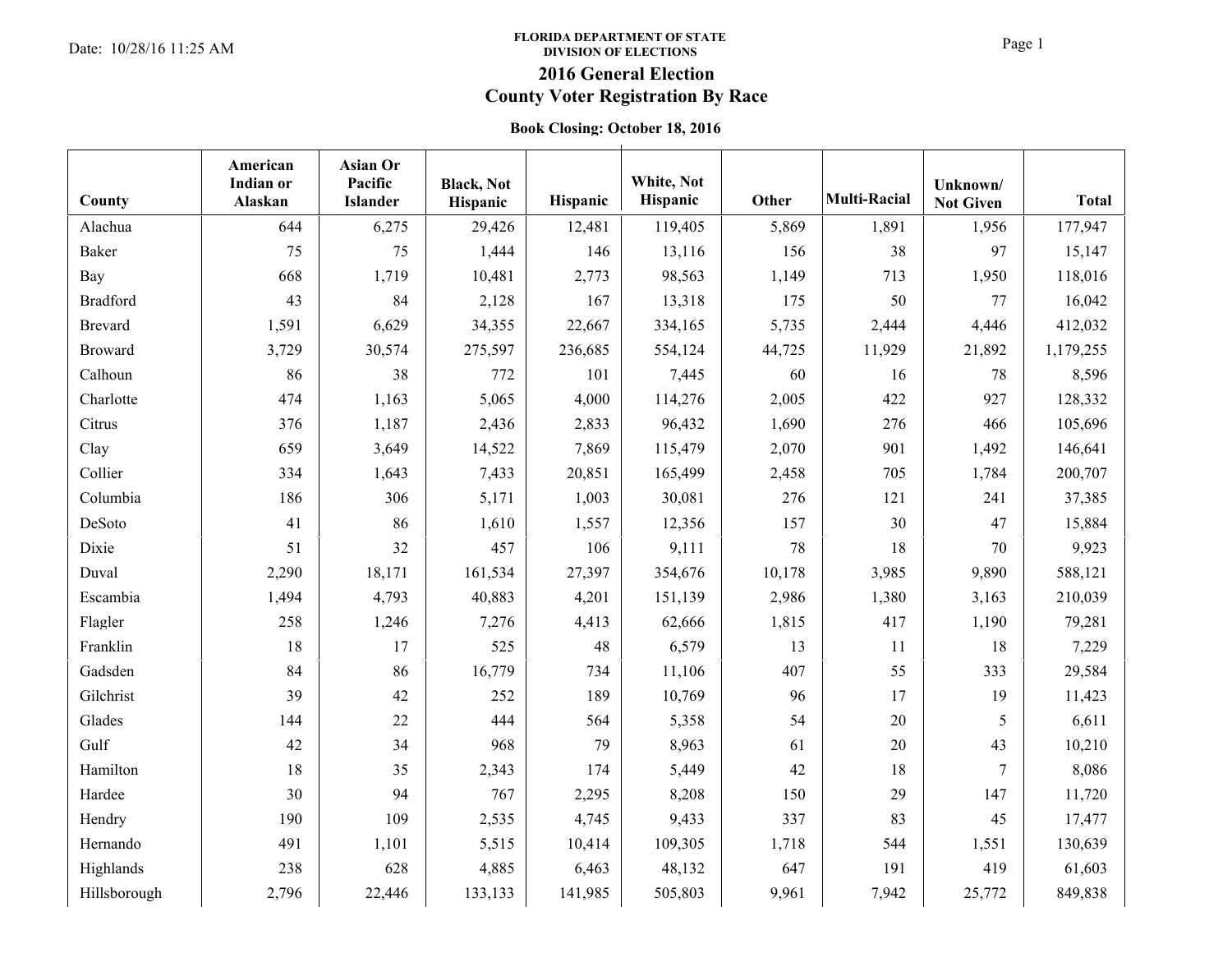FLORIDA DEPARTMENT OF STATE
DIVISION OF ELECTIONS

Date: 10/28/16 11:25 AM

# 2016 General Election
# County Voter Registration By Race

**Book Closing: October 18, 2016**

| County | American Indian or Alaskan | Asian Or Pacific Islander | Black, Not Hispanic | Hispanic | White, Not Hispanic | Other | Multi-Racial | Unknown/ Not Given | Total |
|---|---|---|---|---|---|---|---|---|---|
| Alachua | 644 | 6,275 | 29,426 | 12,481 | 119,405 | 5,869 | 1,891 | 1,956 | 177,947 |
| Baker | 75 | 75 | 1,444 | 146 | 13,116 | 156 | 38 | 97 | 15,147 |
| Bay | 668 | 1,719 | 10,481 | 2,773 | 98,563 | 1,149 | 713 | 1,950 | 118,016 |
| Bradford | 43 | 84 | 2,128 | 167 | 13,318 | 175 | 50 | 77 | 16,042 |
| Brevard | 1,591 | 6,629 | 34,355 | 22,667 | 334,165 | 5,735 | 2,444 | 4,446 | 412,032 |
| Broward | 3,729 | 30,574 | 275,597 | 236,685 | 554,124 | 44,725 | 11,929 | 21,892 | 1,179,255 |
| Calhoun | 86 | 38 | 772 | 101 | 7,445 | 60 | 16 | 78 | 8,596 |
| Charlotte | 474 | 1,163 | 5,065 | 4,000 | 114,276 | 2,005 | 422 | 927 | 128,332 |
| Citrus | 376 | 1,187 | 2,436 | 2,833 | 96,432 | 1,690 | 276 | 466 | 105,696 |
| Clay | 659 | 3,649 | 14,522 | 7,869 | 115,479 | 2,070 | 901 | 1,492 | 146,641 |
| Collier | 334 | 1,643 | 7,433 | 20,851 | 165,499 | 2,458 | 705 | 1,784 | 200,707 |
| Columbia | 186 | 306 | 5,171 | 1,003 | 30,081 | 276 | 121 | 241 | 37,385 |
| DeSoto | 41 | 86 | 1,610 | 1,557 | 12,356 | 157 | 30 | 47 | 15,884 |
| Dixie | 51 | 32 | 457 | 106 | 9,111 | 78 | 18 | 70 | 9,923 |
| Duval | 2,290 | 18,171 | 161,534 | 27,397 | 354,676 | 10,178 | 3,985 | 9,890 | 588,121 |
| Escambia | 1,494 | 4,793 | 40,883 | 4,201 | 151,139 | 2,986 | 1,380 | 3,163 | 210,039 |
| Flagler | 258 | 1,246 | 7,276 | 4,413 | 62,666 | 1,815 | 417 | 1,190 | 79,281 |
| Franklin | 18 | 17 | 525 | 48 | 6,579 | 13 | 11 | 18 | 7,229 |
| Gadsden | 84 | 86 | 16,779 | 734 | 11,106 | 407 | 55 | 333 | 29,584 |
| Gilchrist | 39 | 42 | 252 | 189 | 10,769 | 96 | 17 | 19 | 11,423 |
| Glades | 144 | 22 | 444 | 564 | 5,358 | 54 | 20 | 5 | 6,611 |
| Gulf | 42 | 34 | 968 | 79 | 8,963 | 61 | 20 | 43 | 10,210 |
| Hamilton | 18 | 35 | 2,343 | 174 | 5,449 | 42 | 18 | 7 | 8,086 |
| Hardee | 30 | 94 | 767 | 2,295 | 8,208 | 150 | 29 | 147 | 11,720 |
| Hendry | 190 | 109 | 2,535 | 4,745 | 9,433 | 337 | 83 | 45 | 17,477 |
| Hernando | 491 | 1,101 | 5,515 | 10,414 | 109,305 | 1,718 | 544 | 1,551 | 130,639 |
| Highlands | 238 | 628 | 4,885 | 6,463 | 48,132 | 647 | 191 | 419 | 61,603 |
| Hillsborough | 2,796 | 22,446 | 133,133 | 141,985 | 505,803 | 9,961 | 7,942 | 25,772 | 849,838 |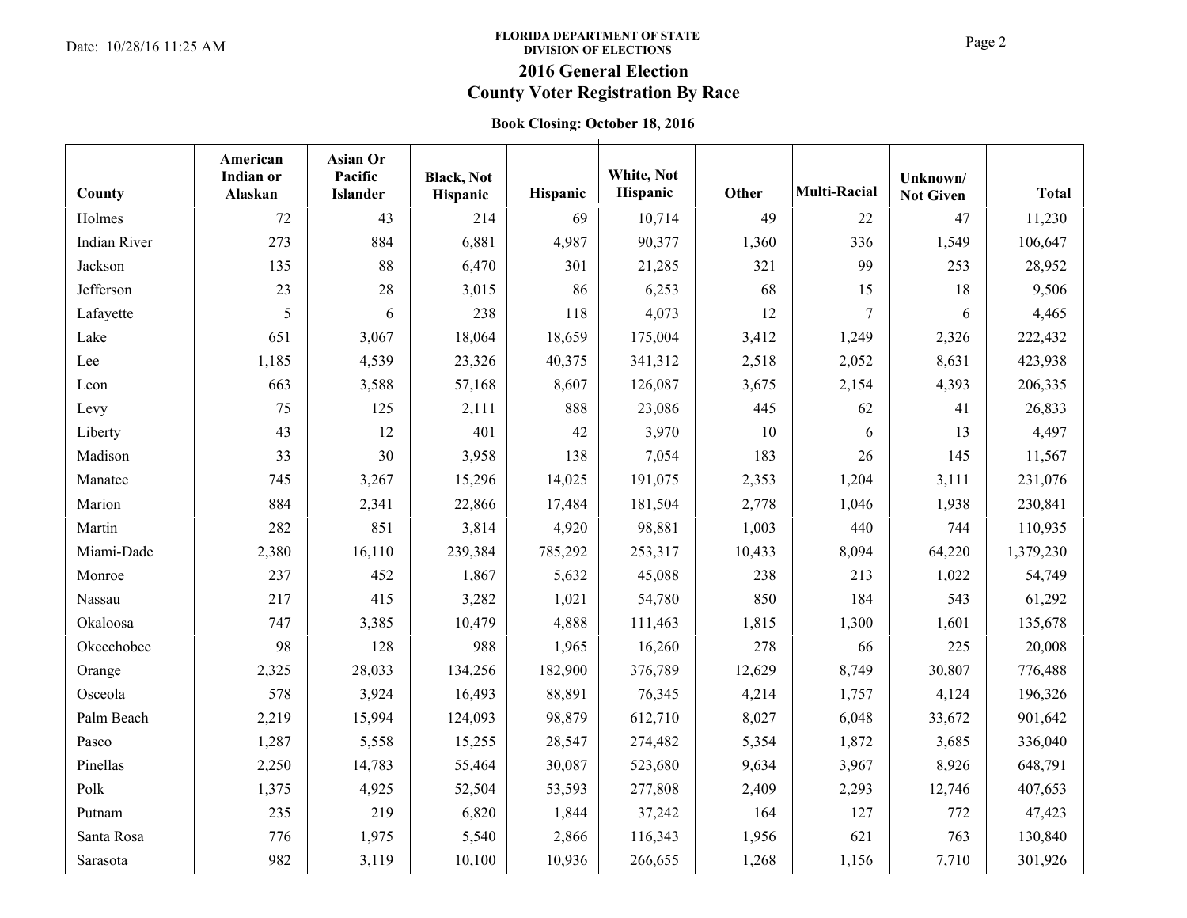FLORIDA DEPARTMENT OF STATE
DIVISION OF ELECTIONS

## 2016 General Election
## County Voter Registration By Race

**Book Closing: October 18, 2016**

Date: 10/28/16 11:25 AM

| County | American Indian or Alaskan | Asian Or Pacific Islander | Black, Not Hispanic | Hispanic | White, Not Hispanic | Other | Multi-Racial | Unknown/ Not Given | Total |
|---|---|---|---|---|---|---|---|---|---|
| Holmes | 72 | 43 | 214 | 69 | 10,714 | 49 | 22 | 47 | 11,230 |
| Indian River | 273 | 884 | 6,881 | 4,987 | 90,377 | 1,360 | 336 | 1,549 | 106,647 |
| Jackson | 135 | 88 | 6,470 | 301 | 21,285 | 321 | 99 | 253 | 28,952 |
| Jefferson | 23 | 28 | 3,015 | 86 | 6,253 | 68 | 15 | 18 | 9,506 |
| Lafayette | 5 | 6 | 238 | 118 | 4,073 | 12 | 7 | 6 | 4,465 |
| Lake | 651 | 3,067 | 18,064 | 18,659 | 175,004 | 3,412 | 1,249 | 2,326 | 222,432 |
| Lee | 1,185 | 4,539 | 23,326 | 40,375 | 341,312 | 2,518 | 2,052 | 8,631 | 423,938 |
| Leon | 663 | 3,588 | 57,168 | 8,607 | 126,087 | 3,675 | 2,154 | 4,393 | 206,335 |
| Levy | 75 | 125 | 2,111 | 888 | 23,086 | 445 | 62 | 41 | 26,833 |
| Liberty | 43 | 12 | 401 | 42 | 3,970 | 10 | 6 | 13 | 4,497 |
| Madison | 33 | 30 | 3,958 | 138 | 7,054 | 183 | 26 | 145 | 11,567 |
| Manatee | 745 | 3,267 | 15,296 | 14,025 | 191,075 | 2,353 | 1,204 | 3,111 | 231,076 |
| Marion | 884 | 2,341 | 22,866 | 17,484 | 181,504 | 2,778 | 1,046 | 1,938 | 230,841 |
| Martin | 282 | 851 | 3,814 | 4,920 | 98,881 | 1,003 | 440 | 744 | 110,935 |
| Miami-Dade | 2,380 | 16,110 | 239,384 | 785,292 | 253,317 | 10,433 | 8,094 | 64,220 | 1,379,230 |
| Monroe | 237 | 452 | 1,867 | 5,632 | 45,088 | 238 | 213 | 1,022 | 54,749 |
| Nassau | 217 | 415 | 3,282 | 1,021 | 54,780 | 850 | 184 | 543 | 61,292 |
| Okaloosa | 747 | 3,385 | 10,479 | 4,888 | 111,463 | 1,815 | 1,300 | 1,601 | 135,678 |
| Okeechobee | 98 | 128 | 988 | 1,965 | 16,260 | 278 | 66 | 225 | 20,008 |
| Orange | 2,325 | 28,033 | 134,256 | 182,900 | 376,789 | 12,629 | 8,749 | 30,807 | 776,488 |
| Osceola | 578 | 3,924 | 16,493 | 88,891 | 76,345 | 4,214 | 1,757 | 4,124 | 196,326 |
| Palm Beach | 2,219 | 15,994 | 124,093 | 98,879 | 612,710 | 8,027 | 6,048 | 33,672 | 901,642 |
| Pasco | 1,287 | 5,558 | 15,255 | 28,547 | 274,482 | 5,354 | 1,872 | 3,685 | 336,040 |
| Pinellas | 2,250 | 14,783 | 55,464 | 30,087 | 523,680 | 9,634 | 3,967 | 8,926 | 648,791 |
| Polk | 1,375 | 4,925 | 52,504 | 53,593 | 277,808 | 2,409 | 2,293 | 12,746 | 407,653 |
| Putnam | 235 | 219 | 6,820 | 1,844 | 37,242 | 164 | 127 | 772 | 47,423 |
| Santa Rosa | 776 | 1,975 | 5,540 | 2,866 | 116,343 | 1,956 | 621 | 763 | 130,840 |
| Sarasota | 982 | 3,119 | 10,100 | 10,936 | 266,655 | 1,268 | 1,156 | 7,710 | 301,926 |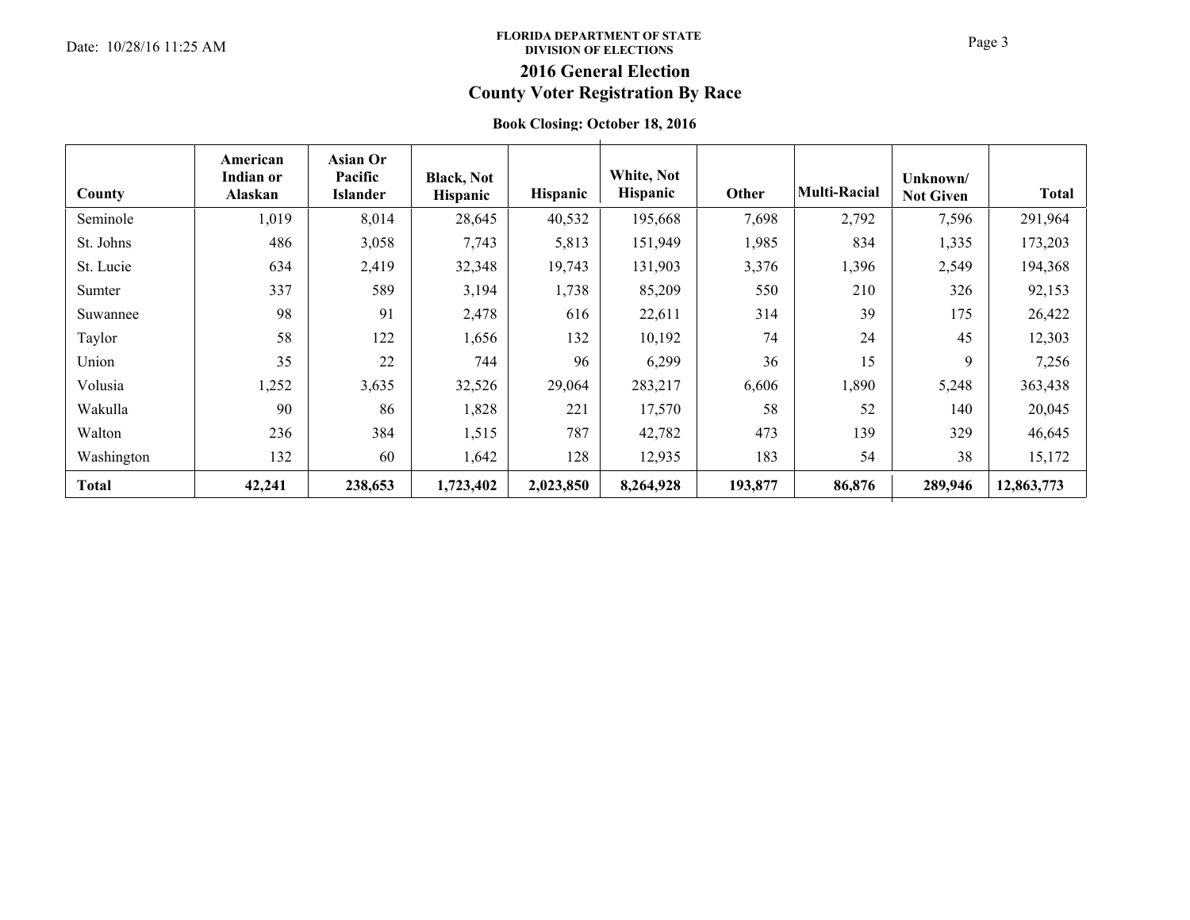Date: 10/28/16 11:25 AM

FLORIDA DEPARTMENT OF STATE
DIVISION OF ELECTIONS

## 2016 General Election
## County Voter Registration By Race

**Book Closing: October 18, 2016**

| County | American Indian or Alaskan | Asian Or Pacific Islander | Black, Not Hispanic | Hispanic | White, Not Hispanic | Other | Multi-Racial | Unknown/ Not Given | Total |
|---|---|---|---|---|---|---|---|---|---|
| Seminole | 1,019 | 8,014 | 28,645 | 40,532 | 195,668 | 7,698 | 2,792 | 7,596 | 291,964 |
| St. Johns | 486 | 3,058 | 7,743 | 5,813 | 151,949 | 1,985 | 834 | 1,335 | 173,203 |
| St. Lucie | 634 | 2,419 | 32,348 | 19,743 | 131,903 | 3,376 | 1,396 | 2,549 | 194,368 |
| Sumter | 337 | 589 | 3,194 | 1,738 | 85,209 | 550 | 210 | 326 | 92,153 |
| Suwannee | 98 | 91 | 2,478 | 616 | 22,611 | 314 | 39 | 175 | 26,422 |
| Taylor | 58 | 122 | 1,656 | 132 | 10,192 | 74 | 24 | 45 | 12,303 |
| Union | 35 | 22 | 744 | 96 | 6,299 | 36 | 15 | 9 | 7,256 |
| Volusia | 1,252 | 3,635 | 32,526 | 29,064 | 283,217 | 6,606 | 1,890 | 5,248 | 363,438 |
| Wakulla | 90 | 86 | 1,828 | 221 | 17,570 | 58 | 52 | 140 | 20,045 |
| Walton | 236 | 384 | 1,515 | 787 | 42,782 | 473 | 139 | 329 | 46,645 |
| Washington | 132 | 60 | 1,642 | 128 | 12,935 | 183 | 54 | 38 | 15,172 |
| **Total** | **42,241** | **238,653** | **1,723,402** | **2,023,850** | **8,264,928** | **193,877** | **86,876** | **289,946** | **12,863,773** |